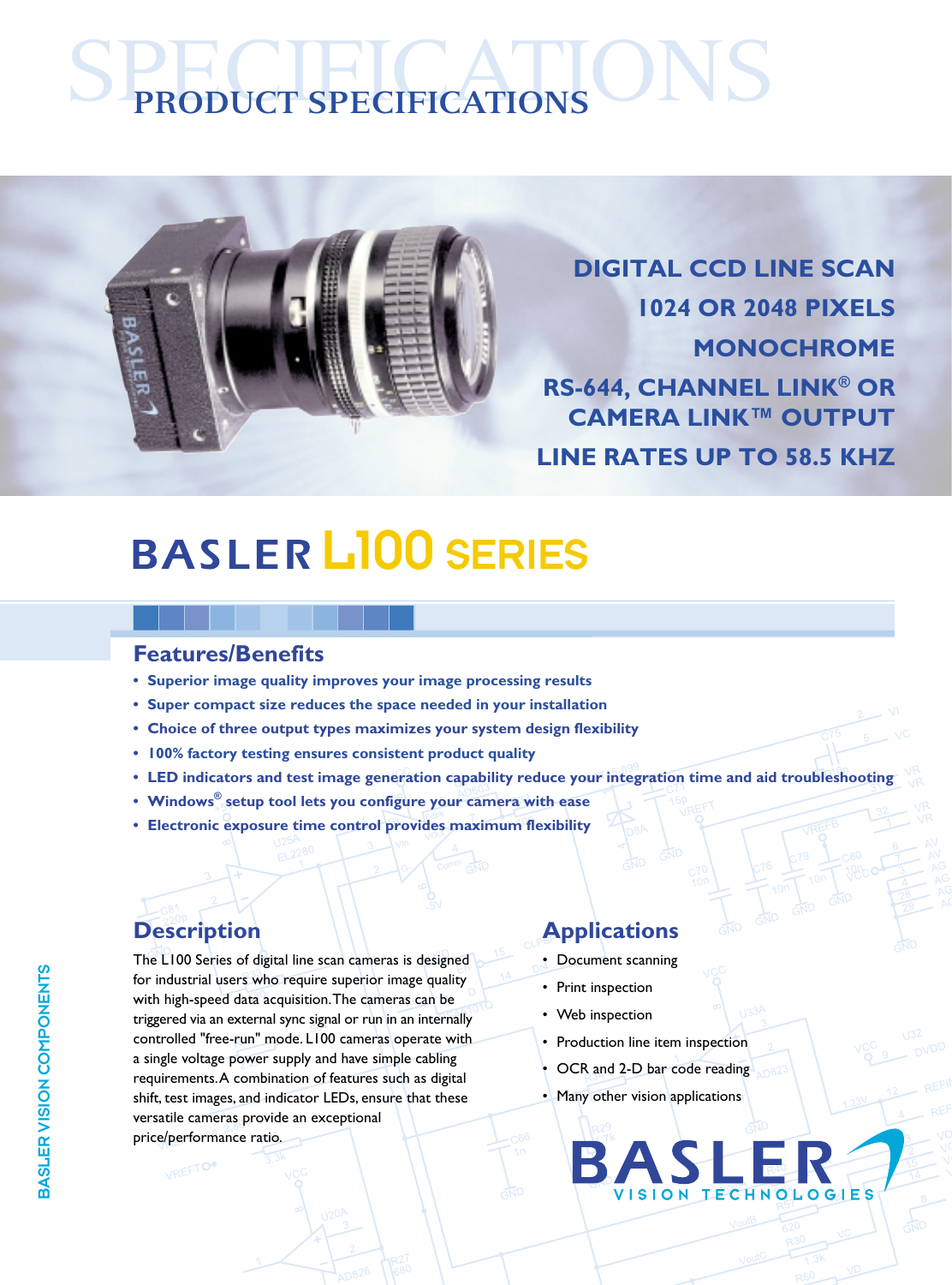# PRODUCT SPECIFICATIONS

DIGITAL CCD LINE SCAN

1024 OR 2048 PIXELS

MONOCHROME

RS-644, CHANNEL LINK® OR CAMERA LINK™ OUTPUT

LINE RATES UP TO 58.5 KHZ

# BASLER L100 SERIES

## Features/Benefits

- **Superior image quality improves your image processing results**
- **Super compact size reduces the space needed in your installation**
- **Choice of three output types maximizes your system design flexibility**
- **100% factory testing ensures consistent product quality**
- **LED indicators and test image generation capability reduce your integration time and aid troubleshooting**
- **Windows® setup tool lets you configure your camera with ease**
- **Electronic exposure time control provides maximum flexibility**

## Description

The L100 Series of digital line scan cameras is designed for industrial users who require superior image quality with high-speed data acquisition. The cameras can be triggered via an external sync signal or run in an internally controlled "free-run" mode. L100 cameras operate with a single voltage power supply and have simple cabling requirements. A combination of features such as digital shift, test images, and indicator LEDs, ensure that these versatile cameras provide an exceptional price/performance ratio.

## Applications

- Document scanning
- Print inspection
- Web inspection
- Production line item inspection
- OCR and 2-D bar code reading
- Many other vision applications

BASLER VISION TECHNOLOGIES

BASLER VISION COMPONENTS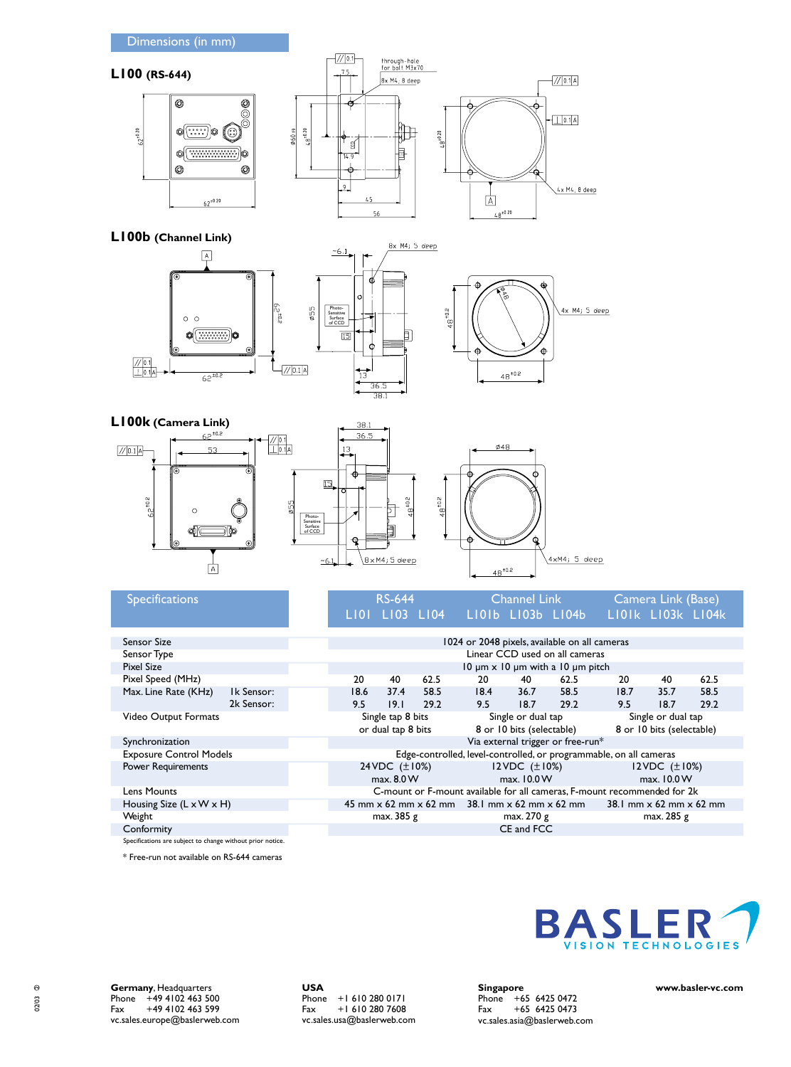## Dimensions (in mm)

### L100 (RS-644)

### L100b (Channel Link)

### L100k (Camera Link)

## Specifications

| Specifications | | RS-644 L101 L103 L104 | | | Channel Link L101b L103b L104b | | | Camera Link (Base) L101k L103k L104k | | |
|---|---|---|---|---|---|---|---|---|---|---|
| Sensor Size | | 1024 or 2048 pixels, available on all cameras | | | | | | | | |
| Sensor Type | | Linear CCD used on all cameras | | | | | | | | |
| Pixel Size | | 10 µm x 10 µm with a 10 µm pitch | | | | | | | | |
| Pixel Speed (MHz) | | 20 | 40 | 62.5 | 20 | 40 | 62.5 | 20 | 40 | 62.5 |
| Max. Line Rate (KHz) | 1k Sensor: | 18.6 | 37.4 | 58.5 | 18.4 | 36.7 | 58.5 | 18.7 | 35.7 | 58.5 |
| | 2k Sensor: | 9.5 | 19.1 | 29.2 | 9.5 | 18.7 | 29.2 | 9.5 | 18.7 | 29.2 |
| Video Output Formats | | Single tap 8 bits or dual tap 8 bits | | | Single or dual tap 8 or 10 bits (selectable) | | | Single or dual tap 8 or 10 bits (selectable) | | |
| Synchronization | | Via external trigger or free-run* | | | | | | | | |
| Exposure Control Models | | Edge-controlled, level-controlled, or programmable, on all cameras | | | | | | | | |
| Power Requirements | | 24 VDC (±10%) max. 8.0 W | | | 12 VDC (±10%) max. 10.0 W | | | 12 VDC (±10%) max. 10.0 W | | |
| Lens Mounts | | C-mount or F-mount available for all cameras, F-mount recommended for 2k | | | | | | | | |
| Housing Size (L x W x H) | | 45 mm x 62 mm x 62 mm | | | 38.1 mm x 62 mm x 62 mm | | | 38.1 mm x 62 mm x 62 mm | | |
| Weight | | max. 385 g | | | max. 270 g | | | max. 285 g | | |
| Conformity | | CE and FCC | | | | | | | | |

Specifications are subject to change without prior notice.

\* Free-run not available on RS-644 cameras

BASLER VISION TECHNOLOGIES

**Germany**, Headquarters
Phone +49 4102 463 500
Fax +49 4102 463 599
vc.sales.europe@baslerweb.com

**USA**
Phone +1 610 280 0171
Fax +1 610 280 7608
vc.sales.usa@baslerweb.com

**Singapore**
Phone +65 6425 0472
Fax +65 6425 0473
vc.sales.asia@baslerweb.com

**www.basler-vc.com**

02/03